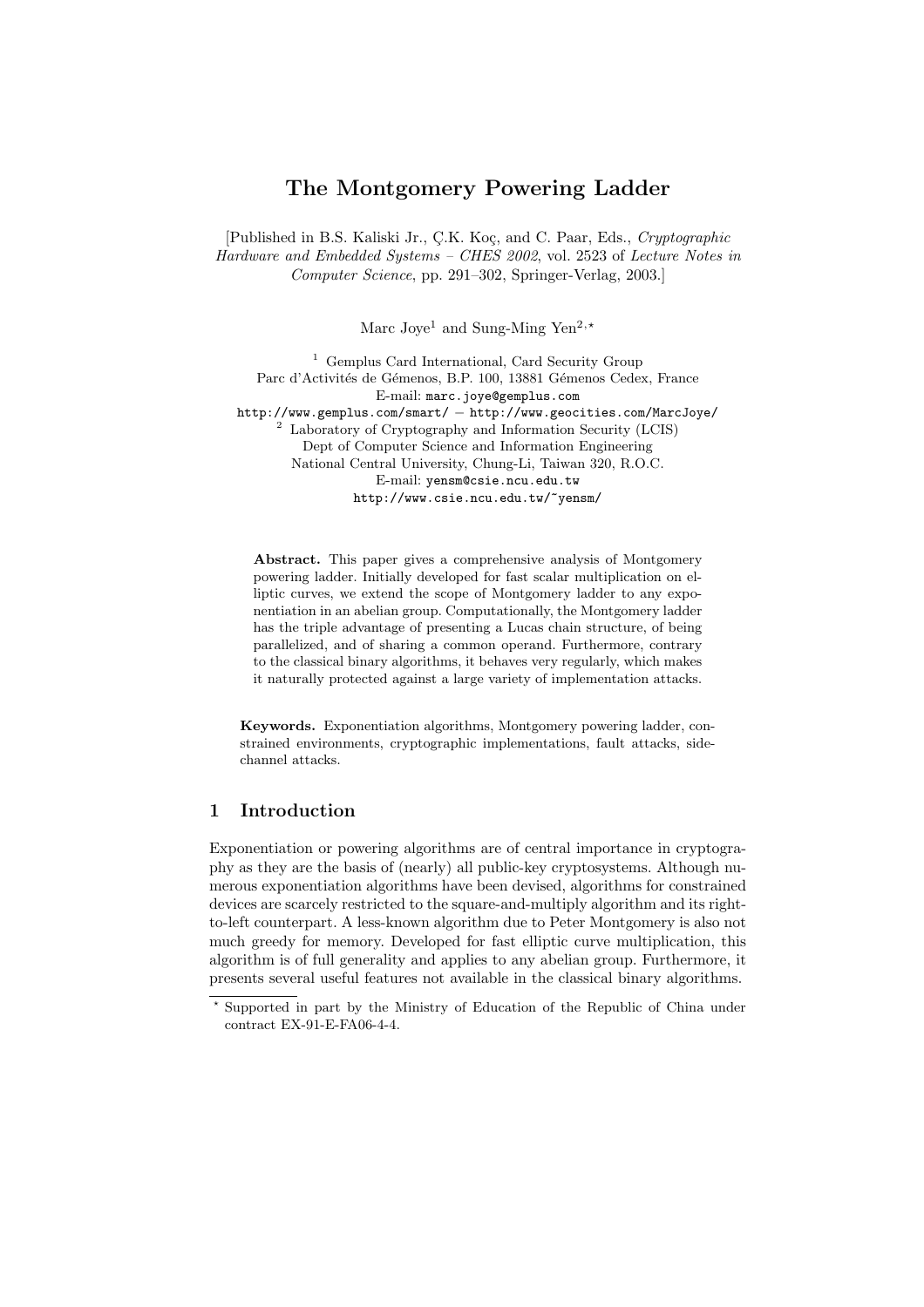# The Montgomery Powering Ladder

[Published in B.S. Kaliski Jr., Ç.K. Koç, and C. Paar, Eds., *Cryptographic Hardware and Embedded Systems – CHES 2002*, vol. 2523 of *Lecture Notes in Computer Science*, pp. 291–302, Springer-Verlag, 2003.]

Marc Joye[1] and Sung-Ming Yen[2,⋆]

[1] Gemplus Card International, Card Security Group
Parc d'Activités de Gémenos, B.P. 100, 13881 Gémenos Cedex, France
E-mail: marc.joye@gemplus.com
http://www.gemplus.com/smart/ – http://www.geocities.com/MarcJoye/

[2] Laboratory of Cryptography and Information Security (LCIS)
Dept of Computer Science and Information Engineering
National Central University, Chung-Li, Taiwan 320, R.O.C.
E-mail: yensm@csie.ncu.edu.tw
http://www.csie.ncu.edu.tw/~yensm/

**Abstract.** This paper gives a comprehensive analysis of Montgomery powering ladder. Initially developed for fast scalar multiplication on elliptic curves, we extend the scope of Montgomery ladder to any exponentiation in an abelian group. Computationally, the Montgomery ladder has the triple advantage of presenting a Lucas chain structure, of being parallelized, and of sharing a common operand. Furthermore, contrary to the classical binary algorithms, it behaves very regularly, which makes it naturally protected against a large variety of implementation attacks.

**Keywords.** Exponentiation algorithms, Montgomery powering ladder, constrained environments, cryptographic implementations, fault attacks, side-channel attacks.

## 1 Introduction

Exponentiation or powering algorithms are of central importance in cryptography as they are the basis of (nearly) all public-key cryptosystems. Although numerous exponentiation algorithms have been devised, algorithms for constrained devices are scarcely restricted to the square-and-multiply algorithm and its right-to-left counterpart. A less-known algorithm due to Peter Montgomery is also not much greedy for memory. Developed for fast elliptic curve multiplication, this algorithm is of full generality and applies to any abelian group. Furthermore, it presents several useful features not available in the classical binary algorithms.

⋆ Supported in part by the Ministry of Education of the Republic of China under contract EX-91-E-FA06-4-4.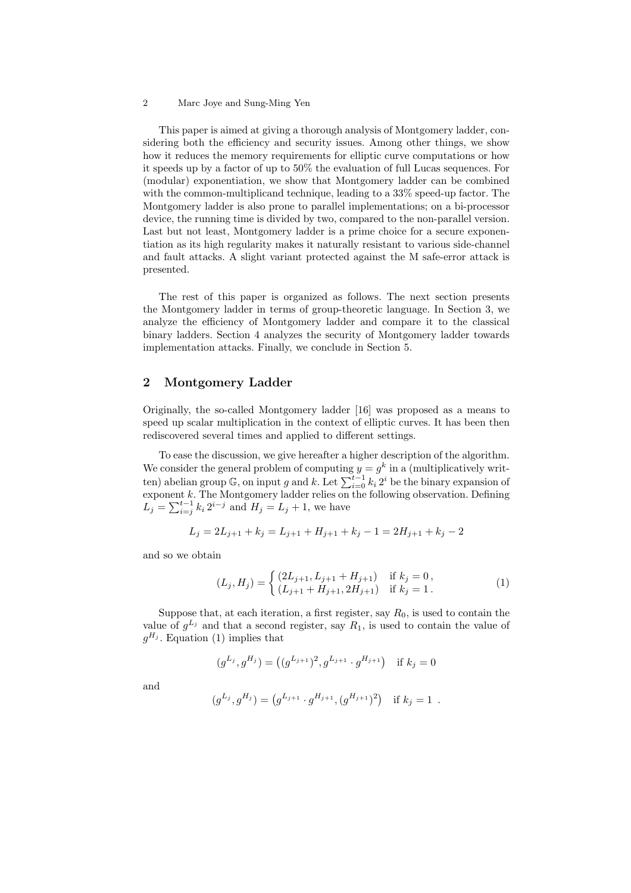This paper is aimed at giving a thorough analysis of Montgomery ladder, considering both the efficiency and security issues. Among other things, we show how it reduces the memory requirements for elliptic curve computations or how it speeds up by a factor of up to 50% the evaluation of full Lucas sequences. For (modular) exponentiation, we show that Montgomery ladder can be combined with the common-multiplicand technique, leading to a 33% speed-up factor. The Montgomery ladder is also prone to parallel implementations; on a bi-processor device, the running time is divided by two, compared to the non-parallel version. Last but not least, Montgomery ladder is a prime choice for a secure exponentiation as its high regularity makes it naturally resistant to various side-channel and fault attacks. A slight variant protected against the M safe-error attack is presented.

The rest of this paper is organized as follows. The next section presents the Montgomery ladder in terms of group-theoretic language. In Section 3, we analyze the efficiency of Montgomery ladder and compare it to the classical binary ladders. Section 4 analyzes the security of Montgomery ladder towards implementation attacks. Finally, we conclude in Section 5.

## 2 Montgomery Ladder

Originally, the so-called Montgomery ladder [16] was proposed as a means to speed up scalar multiplication in the context of elliptic curves. It has been then rediscovered several times and applied to different settings.

To ease the discussion, we give hereafter a higher description of the algorithm. We consider the general problem of computing $y = g^k$ in a (multiplicatively written) abelian group $\mathbb{G}$, on input $g$ and $k$. Let $\sum_{i=0}^{t-1} k_i\, 2^i$ be the binary expansion of exponent $k$. The Montgomery ladder relies on the following observation. Defining $L_j = \sum_{i=j}^{t-1} k_i\, 2^{i-j}$ and $H_j = L_j + 1$, we have

$$L_j = 2L_{j+1} + k_j = L_{j+1} + H_{j+1} + k_j - 1 = 2H_{j+1} + k_j - 2$$

and so we obtain

$$(L_j, H_j) = \begin{cases} (2L_{j+1}, L_{j+1} + H_{j+1}) & \text{if } k_j = 0\,, \\ (L_{j+1} + H_{j+1}, 2H_{j+1}) & \text{if } k_j = 1\,. \end{cases} \tag{1}$$

Suppose that, at each iteration, a first register, say $R_0$, is used to contain the value of $g^{L_j}$ and that a second register, say $R_1$, is used to contain the value of $g^{H_j}$. Equation (1) implies that

$$(g^{L_j}, g^{H_j}) = \left((g^{L_{j+1}})^2, g^{L_{j+1}} \cdot g^{H_{j+1}}\right) \quad \text{if } k_j = 0$$

and

$$(g^{L_j}, g^{H_j}) = \left(g^{L_{j+1}} \cdot g^{H_{j+1}}, (g^{H_{j+1}})^2\right) \quad \text{if } k_j = 1\ .$$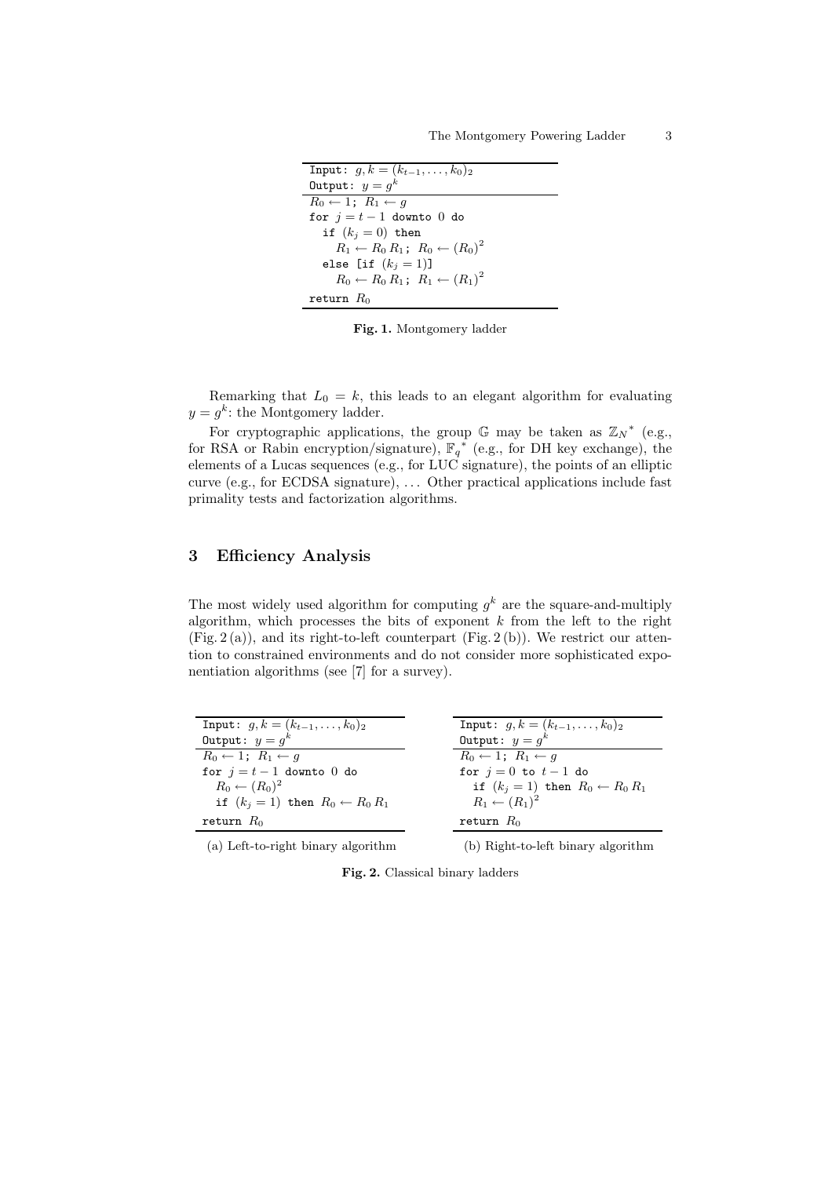```
Input: g, k = (k_{t-1}, ..., k_0)_2
Output: y = g^k
R_0 ← 1; R_1 ← g
for j = t-1 downto 0 do
  if (k_j = 0) then
    R_1 ← R_0 R_1; R_0 ← (R_0)^2
  else [if (k_j = 1)]
    R_0 ← R_0 R_1; R_1 ← (R_1)^2
return R_0
```

**Fig. 1.** Montgomery ladder

Remarking that $L_0 = k$, this leads to an elegant algorithm for evaluating $y = g^k$: the Montgomery ladder.

For cryptographic applications, the group $\mathbb{G}$ may be taken as $\mathbb{Z}_N{}^*$ (e.g., for RSA or Rabin encryption/signature), $\mathbb{F}_q{}^*$ (e.g., for DH key exchange), the elements of a Lucas sequences (e.g., for LUC signature), the points of an elliptic curve (e.g., for ECDSA signature), ... Other practical applications include fast primality tests and factorization algorithms.

## 3 Efficiency Analysis

The most widely used algorithm for computing $g^k$ are the square-and-multiply algorithm, which processes the bits of exponent $k$ from the left to the right (Fig. 2 (a)), and its right-to-left counterpart (Fig. 2 (b)). We restrict our attention to constrained environments and do not consider more sophisticated exponentiation algorithms (see [7] for a survey).

```
Input: g, k = (k_{t-1}, ..., k_0)_2
Output: y = g^k
R_0 ← 1; R_1 ← g
for j = t-1 downto 0 do
  R_0 ← (R_0)^2
  if (k_j = 1) then R_0 ← R_0 R_1
return R_0
```

(a) Left-to-right binary algorithm

```
Input: g, k = (k_{t-1}, ..., k_0)_2
Output: y = g^k
R_0 ← 1; R_1 ← g
for j = 0 to t-1 do
  if (k_j = 1) then R_0 ← R_0 R_1
  R_1 ← (R_1)^2
return R_0
```

(b) Right-to-left binary algorithm

**Fig. 2.** Classical binary ladders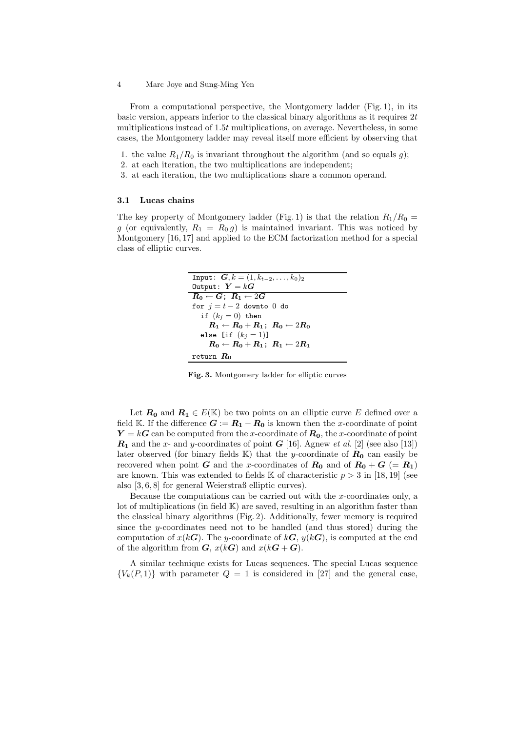From a computational perspective, the Montgomery ladder (Fig. 1), in its basic version, appears inferior to the classical binary algorithms as it requires $2t$ multiplications instead of $1.5t$ multiplications, on average. Nevertheless, in some cases, the Montgomery ladder may reveal itself more efficient by observing that

1. the value $R_1/R_0$ is invariant throughout the algorithm (and so equals $g$);
2. at each iteration, the two multiplications are independent;
3. at each iteration, the two multiplications share a common operand.

### 3.1 Lucas chains

The key property of Montgomery ladder (Fig. 1) is that the relation $R_1/R_0 = g$ (or equivalently, $R_1 = R_0\, g$) is maintained invariant. This was noticed by Montgomery [16, 17] and applied to the ECM factorization method for a special class of elliptic curves.

```
Input: G, k = (1, k_{t-2}, ..., k_0)_2
Output: Y = kG
-----------------------------------
R0 <- G; R1 <- 2G
for j = t-2 downto 0 do
  if (k_j = 0) then
     R1 <- R0 + R1; R0 <- 2R0
  else [if (k_j = 1)]
     R0 <- R0 + R1; R1 <- 2R1
return R0
```

**Fig. 3.** Montgomery ladder for elliptic curves

Let $\boldsymbol{R_0}$ and $\boldsymbol{R_1} \in E(\mathbb{K})$ be two points on an elliptic curve $E$ defined over a field $\mathbb{K}$. If the difference $\boldsymbol{G} := \boldsymbol{R_1} - \boldsymbol{R_0}$ is known then the $x$-coordinate of point $\boldsymbol{Y} = k\boldsymbol{G}$ can be computed from the $x$-coordinate of $\boldsymbol{R_0}$, the $x$-coordinate of point $\boldsymbol{R_1}$ and the $x$- and $y$-coordinates of point $\boldsymbol{G}$ [16]. Agnew *et al.* [2] (see also [13]) later observed (for binary fields $\mathbb{K}$) that the $y$-coordinate of $\boldsymbol{R_0}$ can easily be recovered when point $\boldsymbol{G}$ and the $x$-coordinates of $\boldsymbol{R_0}$ and of $\boldsymbol{R_0} + \boldsymbol{G}$ ($= \boldsymbol{R_1}$) are known. This was extended to fields $\mathbb{K}$ of characteristic $p > 3$ in [18, 19] (see also [3, 6, 8] for general Weierstraß elliptic curves).

Because the computations can be carried out with the $x$-coordinates only, a lot of multiplications (in field $\mathbb{K}$) are saved, resulting in an algorithm faster than the classical binary algorithms (Fig. 2). Additionally, fewer memory is required since the $y$-coordinates need not to be handled (and thus stored) during the computation of $x(k\boldsymbol{G})$. The $y$-coordinate of $k\boldsymbol{G}$, $y(k\boldsymbol{G})$, is computed at the end of the algorithm from $\boldsymbol{G}$, $x(k\boldsymbol{G})$ and $x(k\boldsymbol{G} + \boldsymbol{G})$.

A similar technique exists for Lucas sequences. The special Lucas sequence $\{V_k(P, 1)\}$ with parameter $Q = 1$ is considered in [27] and the general case,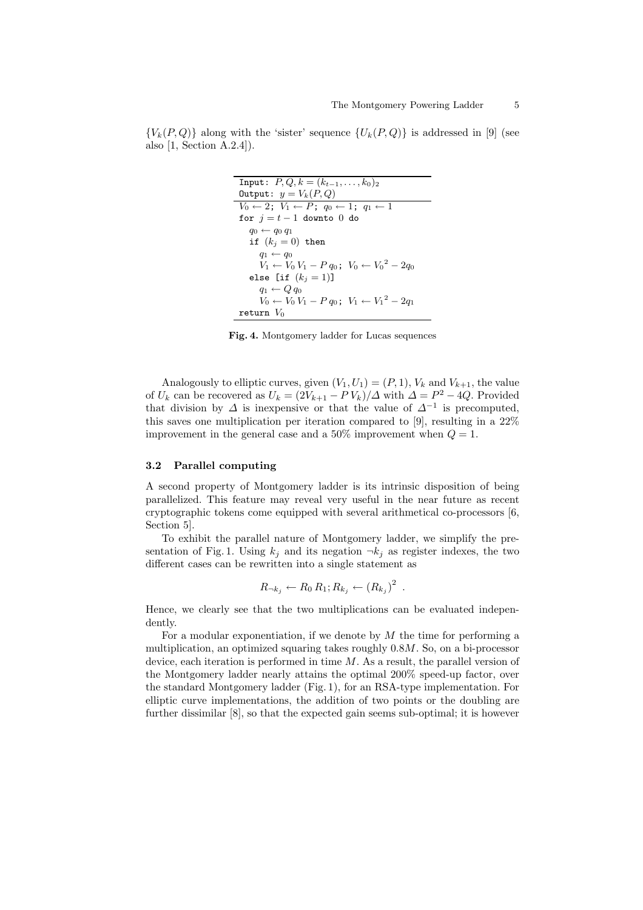$\{V_k(P,Q)\}$ along with the 'sister' sequence $\{U_k(P,Q)\}$ is addressed in [9] (see also [1, Section A.2.4]).

```
Input: P, Q, k = (k_{t-1}, ..., k_0)_2
Output: y = V_k(P, Q)
V_0 ← 2; V_1 ← P; q_0 ← 1; q_1 ← 1
for j = t − 1 downto 0 do
   q_0 ← q_0 q_1
   if (k_j = 0) then
      q_1 ← q_0
      V_1 ← V_0 V_1 − P q_0; V_0 ← V_0^2 − 2q_0
   else [if (k_j = 1)]
      q_1 ← Q q_0
      V_0 ← V_0 V_1 − P q_0; V_1 ← V_1^2 − 2q_1
return V_0
```

**Fig. 4.** Montgomery ladder for Lucas sequences

Analogously to elliptic curves, given $(V_1, U_1) = (P, 1)$, $V_k$ and $V_{k+1}$, the value of $U_k$ can be recovered as $U_k = (2V_{k+1} - P\,V_k)/\Delta$ with $\Delta = P^2 - 4Q$. Provided that division by $\Delta$ is inexpensive or that the value of $\Delta^{-1}$ is precomputed, this saves one multiplication per iteration compared to [9], resulting in a 22% improvement in the general case and a 50% improvement when $Q = 1$.

### 3.2 Parallel computing

A second property of Montgomery ladder is its intrinsic disposition of being parallelized. This feature may reveal very useful in the near future as recent cryptographic tokens come equipped with several arithmetical co-processors [6, Section 5].

To exhibit the parallel nature of Montgomery ladder, we simplify the presentation of Fig. 1. Using $k_j$ and its negation $\neg k_j$ as register indexes, the two different cases can be rewritten into a single statement as

$$R_{\neg k_j} \leftarrow R_0\,R_1; R_{k_j} \leftarrow (R_{k_j})^2 \enspace .$$

Hence, we clearly see that the two multiplications can be evaluated independently.

For a modular exponentiation, if we denote by $M$ the time for performing a multiplication, an optimized squaring takes roughly $0.8M$. So, on a bi-processor device, each iteration is performed in time $M$. As a result, the parallel version of the Montgomery ladder nearly attains the optimal 200% speed-up factor, over the standard Montgomery ladder (Fig. 1), for an RSA-type implementation. For elliptic curve implementations, the addition of two points or the doubling are further dissimilar [8], so that the expected gain seems sub-optimal; it is however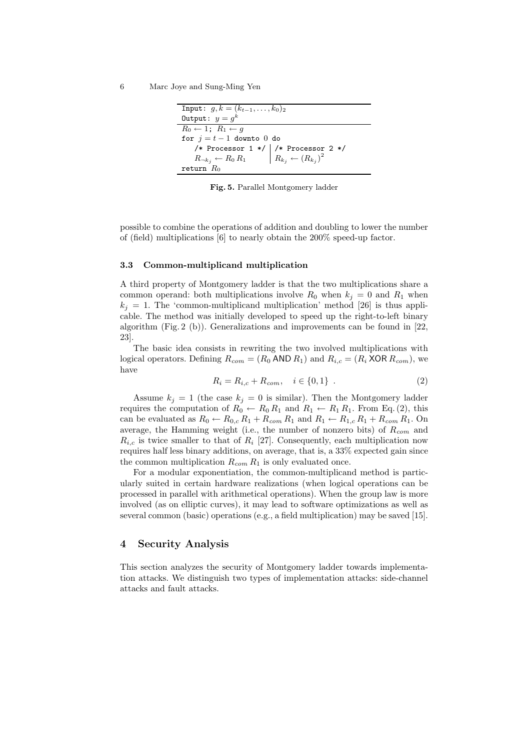```
Input: g, k = (k_{t-1}, ..., k_0)_2
Output: y = g^k
R_0 ← 1; R_1 ← g
for j = t − 1 downto 0 do
    /* Processor 1 */   | /* Processor 2 */
    R_{¬k_j} ← R_0 R_1  | R_{k_j} ← (R_{k_j})^2
return R_0
```

**Fig. 5.** Parallel Montgomery ladder

possible to combine the operations of addition and doubling to lower the number of (field) multiplications [6] to nearly obtain the 200% speed-up factor.

### 3.3 Common-multiplicand multiplication

A third property of Montgomery ladder is that the two multiplications share a common operand: both multiplications involve $R_0$ when $k_j = 0$ and $R_1$ when $k_j = 1$. The 'common-multiplicand multiplication' method [26] is thus applicable. The method was initially developed to speed up the right-to-left binary algorithm (Fig. 2 (b)). Generalizations and improvements can be found in [22, 23].

The basic idea consists in rewriting the two involved multiplications with logical operators. Defining $R_{com} = (R_0 \,\mathsf{AND}\, R_1)$ and $R_{i,c} = (R_i \,\mathsf{XOR}\, R_{com})$, we have

$$R_i = R_{i,c} + R_{com}, \quad i \in \{0, 1\} \ . \tag{2}$$

Assume $k_j = 1$ (the case $k_j = 0$ is similar). Then the Montgomery ladder requires the computation of $R_0 \leftarrow R_0\, R_1$ and $R_1 \leftarrow R_1\, R_1$. From Eq. (2), this can be evaluated as $R_0 \leftarrow R_{0,c}\, R_1 + R_{com}\, R_1$ and $R_1 \leftarrow R_{1,c}\, R_1 + R_{com}\, R_1$. On average, the Hamming weight (i.e., the number of nonzero bits) of $R_{com}$ and $R_{i,c}$ is twice smaller to that of $R_i$ [27]. Consequently, each multiplication now requires half less binary additions, on average, that is, a 33% expected gain since the common multiplication $R_{com}\, R_1$ is only evaluated once.

For a modular exponentiation, the common-multiplicand method is particularly suited in certain hardware realizations (when logical operations can be processed in parallel with arithmetical operations). When the group law is more involved (as on elliptic curves), it may lead to software optimizations as well as several common (basic) operations (e.g., a field multiplication) may be saved [15].

## 4 Security Analysis

This section analyzes the security of Montgomery ladder towards implementation attacks. We distinguish two types of implementation attacks: side-channel attacks and fault attacks.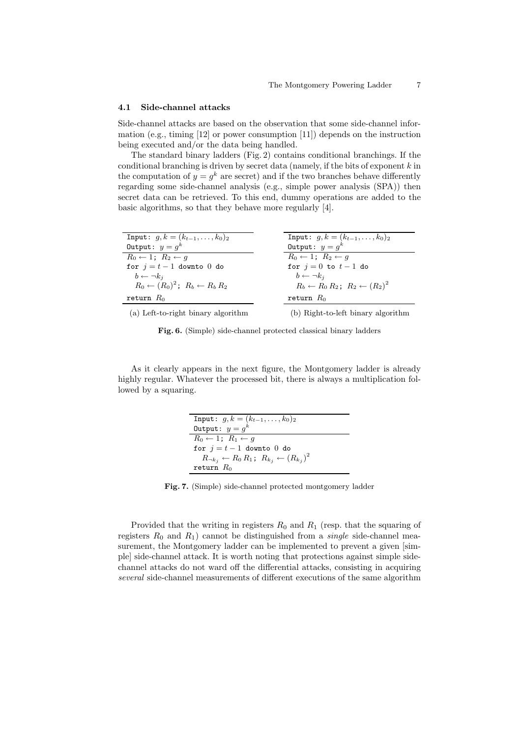### 4.1 Side-channel attacks

Side-channel attacks are based on the observation that some side-channel information (e.g., timing [12] or power consumption [11]) depends on the instruction being executed and/or the data being handled.

The standard binary ladders (Fig. 2) contains conditional branchings. If the conditional branching is driven by secret data (namely, if the bits of exponent $k$ in the computation of $y = g^k$ are secret) and if the two branches behave differently regarding some side-channel analysis (e.g., simple power analysis (SPA)) then secret data can be retrieved. To this end, dummy operations are added to the basic algorithms, so that they behave more regularly [4].

```
Input: g, k = (k_{t-1}, ..., k_0)_2
Output: y = g^k
R_0 ← 1; R_2 ← g
for j = t-1 downto 0 do
  b ← ¬k_j
  R_0 ← (R_0)^2; R_b ← R_b R_2
return R_0
```

(a) Left-to-right binary algorithm

```
Input: g, k = (k_{t-1}, ..., k_0)_2
Output: y = g^k
R_0 ← 1; R_2 ← g
for j = 0 to t-1 do
  b ← ¬k_j
  R_b ← R_0 R_2; R_2 ← (R_2)^2
return R_0
```

(b) Right-to-left binary algorithm

**Fig. 6.** (Simple) side-channel protected classical binary ladders

As it clearly appears in the next figure, the Montgomery ladder is already highly regular. Whatever the processed bit, there is always a multiplication followed by a squaring.

```
Input: g, k = (k_{t-1}, ..., k_0)_2
Output: y = g^k
R_0 ← 1; R_1 ← g
for j = t-1 downto 0 do
  R_{¬k_j} ← R_0 R_1; R_{k_j} ← (R_{k_j})^2
return R_0
```

**Fig. 7.** (Simple) side-channel protected montgomery ladder

Provided that the writing in registers $R_0$ and $R_1$ (resp. that the squaring of registers $R_0$ and $R_1$) cannot be distinguished from a *single* side-channel measurement, the Montgomery ladder can be implemented to prevent a given [simple] side-channel attack. It is worth noting that protections against simple side-channel attacks do not ward off the differential attacks, consisting in acquiring *several* side-channel measurements of different executions of the same algorithm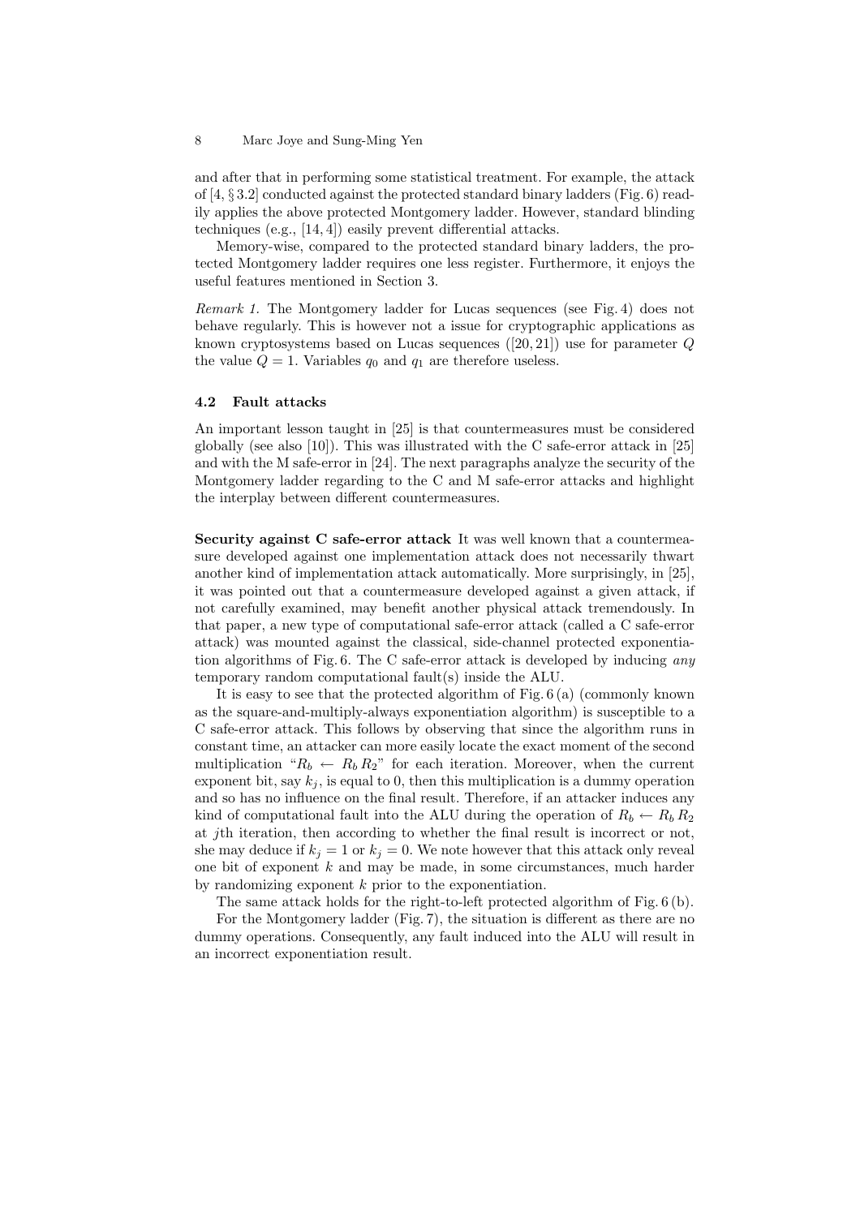and after that in performing some statistical treatment. For example, the attack of [4, § 3.2] conducted against the protected standard binary ladders (Fig. 6) readily applies the above protected Montgomery ladder. However, standard blinding techniques (e.g., [14, 4]) easily prevent differential attacks.

Memory-wise, compared to the protected standard binary ladders, the protected Montgomery ladder requires one less register. Furthermore, it enjoys the useful features mentioned in Section 3.

*Remark 1.* The Montgomery ladder for Lucas sequences (see Fig. 4) does not behave regularly. This is however not a issue for cryptographic applications as known cryptosystems based on Lucas sequences ([20, 21]) use for parameter $Q$ the value $Q = 1$. Variables $q_0$ and $q_1$ are therefore useless.

### 4.2 Fault attacks

An important lesson taught in [25] is that countermeasures must be considered globally (see also [10]). This was illustrated with the C safe-error attack in [25] and with the M safe-error in [24]. The next paragraphs analyze the security of the Montgomery ladder regarding to the C and M safe-error attacks and highlight the interplay between different countermeasures.

**Security against C safe-error attack** It was well known that a countermeasure developed against one implementation attack does not necessarily thwart another kind of implementation attack automatically. More surprisingly, in [25], it was pointed out that a countermeasure developed against a given attack, if not carefully examined, may benefit another physical attack tremendously. In that paper, a new type of computational safe-error attack (called a C safe-error attack) was mounted against the classical, side-channel protected exponentiation algorithms of Fig. 6. The C safe-error attack is developed by inducing *any* temporary random computational fault(s) inside the ALU.

It is easy to see that the protected algorithm of Fig. 6 (a) (commonly known as the square-and-multiply-always exponentiation algorithm) is susceptible to a C safe-error attack. This follows by observing that since the algorithm runs in constant time, an attacker can more easily locate the exact moment of the second multiplication "$R_b \leftarrow R_b R_2$" for each iteration. Moreover, when the current exponent bit, say $k_j$, is equal to 0, then this multiplication is a dummy operation and so has no influence on the final result. Therefore, if an attacker induces any kind of computational fault into the ALU during the operation of $R_b \leftarrow R_b R_2$ at $j$th iteration, then according to whether the final result is incorrect or not, she may deduce if $k_j = 1$ or $k_j = 0$. We note however that this attack only reveal one bit of exponent $k$ and may be made, in some circumstances, much harder by randomizing exponent $k$ prior to the exponentiation.

The same attack holds for the right-to-left protected algorithm of Fig. 6 (b).

For the Montgomery ladder (Fig. 7), the situation is different as there are no dummy operations. Consequently, any fault induced into the ALU will result in an incorrect exponentiation result.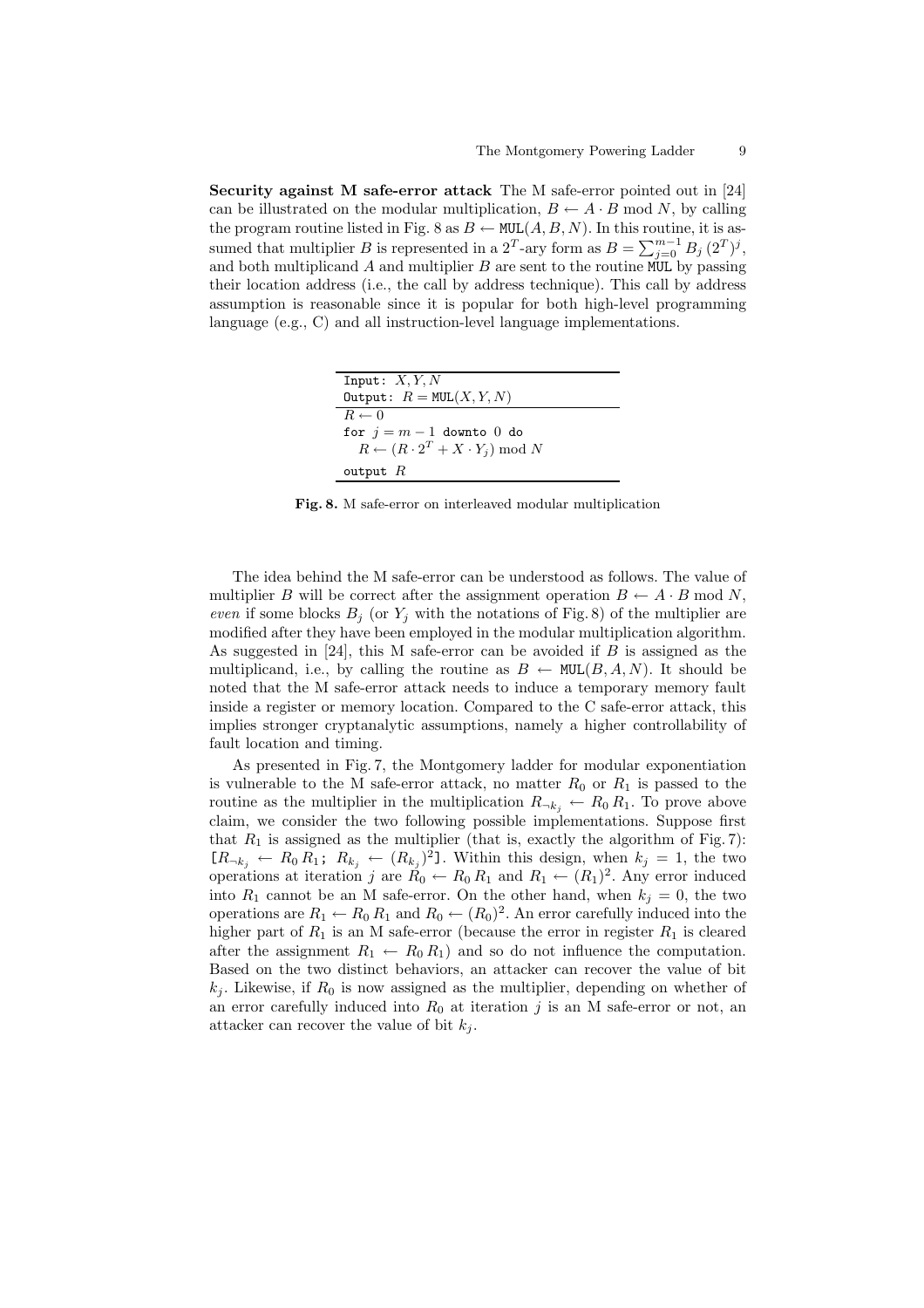**Security against M safe-error attack** The M safe-error pointed out in [24] can be illustrated on the modular multiplication, $B \leftarrow A \cdot B \bmod N$, by calling the program routine listed in Fig. 8 as $B \leftarrow \texttt{MUL}(A, B, N)$. In this routine, it is assumed that multiplier $B$ is represented in a $2^T$-ary form as $B = \sum_{j=0}^{m-1} B_j \, (2^T)^j$, and both multiplicand $A$ and multiplier $B$ are sent to the routine MUL by passing their location address (i.e., the call by address technique). This call by address assumption is reasonable since it is popular for both high-level programming language (e.g., C) and all instruction-level language implementations.

```
Input: X, Y, N
Output: R = MUL(X, Y, N)
R ← 0
for j = m − 1 downto 0 do
    R ← (R · 2^T + X · Y_j) mod N
output R
```

**Fig. 8.** M safe-error on interleaved modular multiplication

The idea behind the M safe-error can be understood as follows. The value of multiplier $B$ will be correct after the assignment operation $B \leftarrow A \cdot B \bmod N$, *even* if some blocks $B_j$ (or $Y_j$ with the notations of Fig. 8) of the multiplier are modified after they have been employed in the modular multiplication algorithm. As suggested in [24], this M safe-error can be avoided if $B$ is assigned as the multiplicand, i.e., by calling the routine as $B \leftarrow \texttt{MUL}(B, A, N)$. It should be noted that the M safe-error attack needs to induce a temporary memory fault inside a register or memory location. Compared to the C safe-error attack, this implies stronger cryptanalytic assumptions, namely a higher controllability of fault location and timing.

As presented in Fig. 7, the Montgomery ladder for modular exponentiation is vulnerable to the M safe-error attack, no matter $R_0$ or $R_1$ is passed to the routine as the multiplier in the multiplication $R_{\neg k_j} \leftarrow R_0 \, R_1$. To prove above claim, we consider the two following possible implementations. Suppose first that $R_1$ is assigned as the multiplier (that is, exactly the algorithm of Fig. 7): [$R_{\neg k_j} \leftarrow R_0 \, R_1$; $R_{k_j} \leftarrow (R_{k_j})^2$]. Within this design, when $k_j = 1$, the two operations at iteration $j$ are $R_0 \leftarrow R_0 \, R_1$ and $R_1 \leftarrow (R_1)^2$. Any error induced into $R_1$ cannot be an M safe-error. On the other hand, when $k_j = 0$, the two operations are $R_1 \leftarrow R_0 \, R_1$ and $R_0 \leftarrow (R_0)^2$. An error carefully induced into the higher part of $R_1$ is an M safe-error (because the error in register $R_1$ is cleared after the assignment $R_1 \leftarrow R_0 \, R_1$) and so do not influence the computation. Based on the two distinct behaviors, an attacker can recover the value of bit $k_j$. Likewise, if $R_0$ is now assigned as the multiplier, depending on whether of an error carefully induced into $R_0$ at iteration $j$ is an M safe-error or not, an attacker can recover the value of bit $k_j$.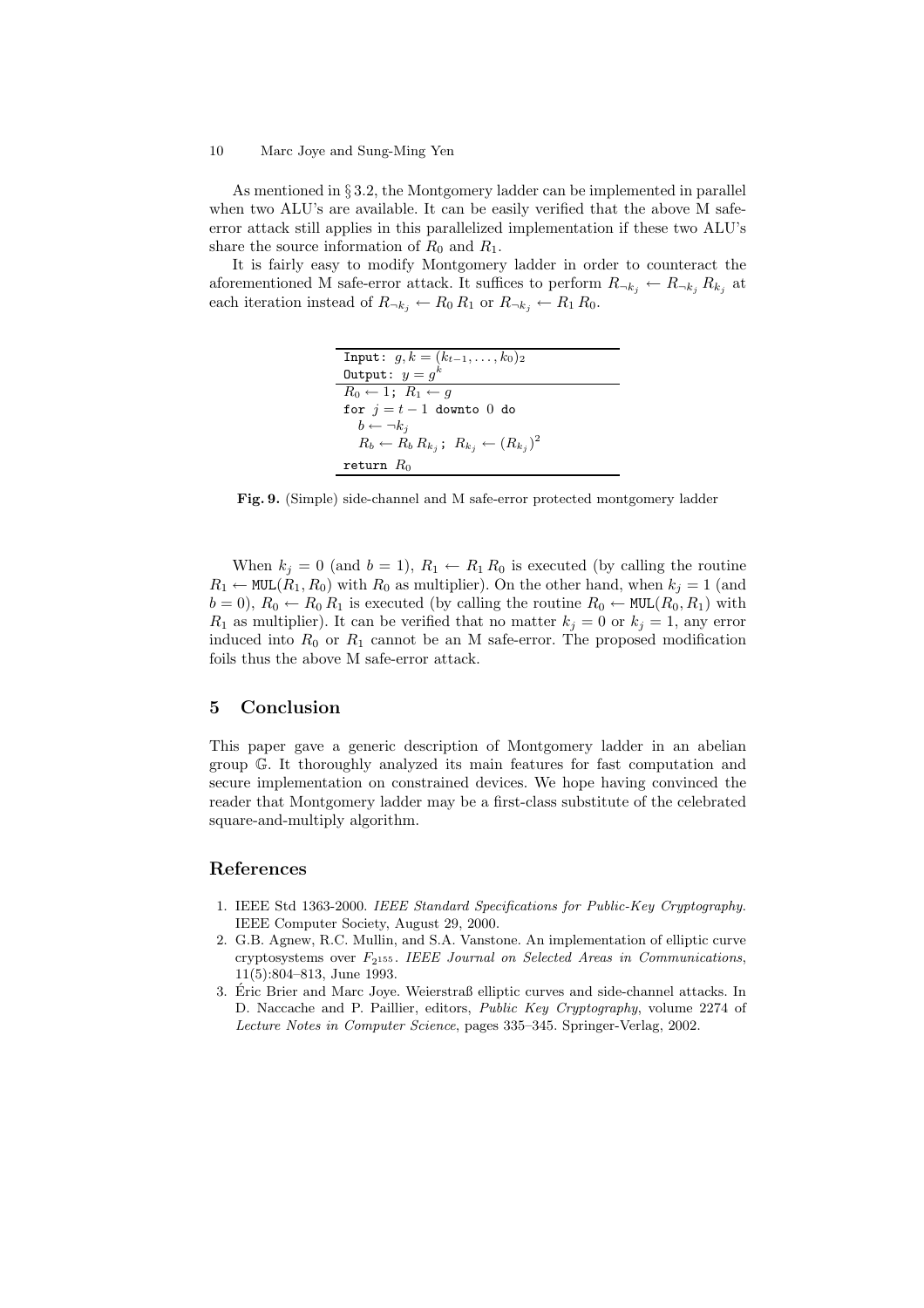As mentioned in § 3.2, the Montgomery ladder can be implemented in parallel when two ALU's are available. It can be easily verified that the above M safe-error attack still applies in this parallelized implementation if these two ALU's share the source information of $R_0$ and $R_1$.

It is fairly easy to modify Montgomery ladder in order to counteract the aforementioned M safe-error attack. It suffices to perform $R_{\neg k_j} \leftarrow R_{\neg k_j} R_{k_j}$ at each iteration instead of $R_{\neg k_j} \leftarrow R_0 R_1$ or $R_{\neg k_j} \leftarrow R_1 R_0$.

```
Input: g, k = (k_{t-1}, ..., k_0)_2
Output: y = g^k
R_0 ← 1; R_1 ← g
for j = t − 1 downto 0 do
   b ← ¬k_j
   R_b ← R_b R_{k_j}; R_{k_j} ← (R_{k_j})^2
return R_0
```

**Fig. 9.** (Simple) side-channel and M safe-error protected montgomery ladder

When $k_j = 0$ (and $b = 1$), $R_1 \leftarrow R_1 R_0$ is executed (by calling the routine $R_1 \leftarrow \mathtt{MUL}(R_1, R_0)$ with $R_0$ as multiplier). On the other hand, when $k_j = 1$ (and $b = 0$), $R_0 \leftarrow R_0 R_1$ is executed (by calling the routine $R_0 \leftarrow \mathtt{MUL}(R_0, R_1)$ with $R_1$ as multiplier). It can be verified that no matter $k_j = 0$ or $k_j = 1$, any error induced into $R_0$ or $R_1$ cannot be an M safe-error. The proposed modification foils thus the above M safe-error attack.

## 5 Conclusion

This paper gave a generic description of Montgomery ladder in an abelian group $\mathbb{G}$. It thoroughly analyzed its main features for fast computation and secure implementation on constrained devices. We hope having convinced the reader that Montgomery ladder may be a first-class substitute of the celebrated square-and-multiply algorithm.

## References

1. IEEE Std 1363-2000. *IEEE Standard Specifications for Public-Key Cryptography.* IEEE Computer Society, August 29, 2000.
2. G.B. Agnew, R.C. Mullin, and S.A. Vanstone. An implementation of elliptic curve cryptosystems over $F_{2^{155}}$. *IEEE Journal on Selected Areas in Communications*, 11(5):804–813, June 1993.
3. Éric Brier and Marc Joye. Weierstraß elliptic curves and side-channel attacks. In D. Naccache and P. Paillier, editors, *Public Key Cryptography*, volume 2274 of *Lecture Notes in Computer Science*, pages 335–345. Springer-Verlag, 2002.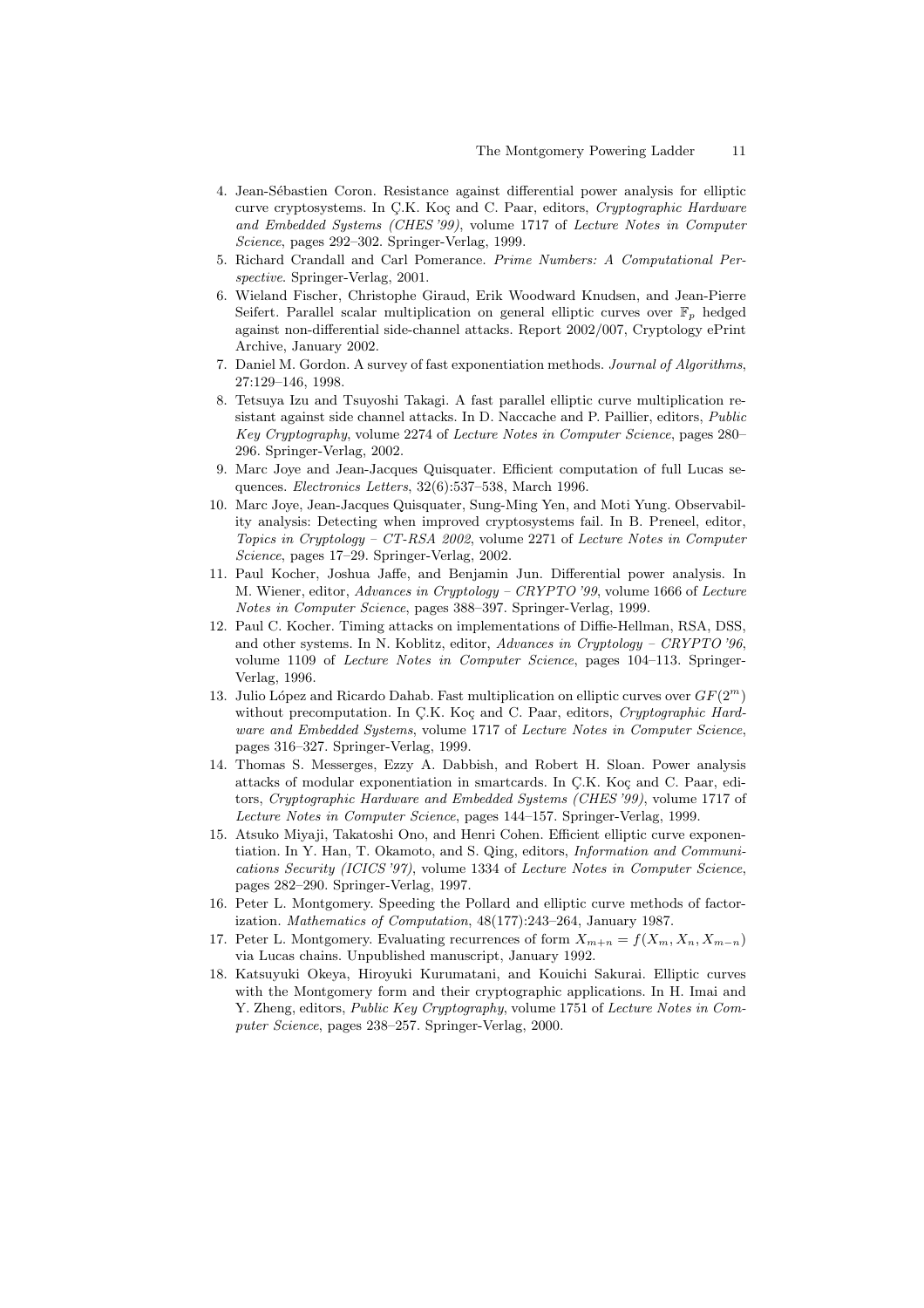4. Jean-Sébastien Coron. Resistance against differential power analysis for elliptic curve cryptosystems. In Ç.K. Koç and C. Paar, editors, *Cryptographic Hardware and Embedded Systems (CHES '99)*, volume 1717 of *Lecture Notes in Computer Science*, pages 292–302. Springer-Verlag, 1999.
5. Richard Crandall and Carl Pomerance. *Prime Numbers: A Computational Perspective*. Springer-Verlag, 2001.
6. Wieland Fischer, Christophe Giraud, Erik Woodward Knudsen, and Jean-Pierre Seifert. Parallel scalar multiplication on general elliptic curves over $\mathbb{F}_p$ hedged against non-differential side-channel attacks. Report 2002/007, Cryptology ePrint Archive, January 2002.
7. Daniel M. Gordon. A survey of fast exponentiation methods. *Journal of Algorithms*, 27:129–146, 1998.
8. Tetsuya Izu and Tsuyoshi Takagi. A fast parallel elliptic curve multiplication resistant against side channel attacks. In D. Naccache and P. Paillier, editors, *Public Key Cryptography*, volume 2274 of *Lecture Notes in Computer Science*, pages 280–296. Springer-Verlag, 2002.
9. Marc Joye and Jean-Jacques Quisquater. Efficient computation of full Lucas sequences. *Electronics Letters*, 32(6):537–538, March 1996.
10. Marc Joye, Jean-Jacques Quisquater, Sung-Ming Yen, and Moti Yung. Observability analysis: Detecting when improved cryptosystems fail. In B. Preneel, editor, *Topics in Cryptology – CT-RSA 2002*, volume 2271 of *Lecture Notes in Computer Science*, pages 17–29. Springer-Verlag, 2002.
11. Paul Kocher, Joshua Jaffe, and Benjamin Jun. Differential power analysis. In M. Wiener, editor, *Advances in Cryptology – CRYPTO '99*, volume 1666 of *Lecture Notes in Computer Science*, pages 388–397. Springer-Verlag, 1999.
12. Paul C. Kocher. Timing attacks on implementations of Diffie-Hellman, RSA, DSS, and other systems. In N. Koblitz, editor, *Advances in Cryptology – CRYPTO '96*, volume 1109 of *Lecture Notes in Computer Science*, pages 104–113. Springer-Verlag, 1996.
13. Julio López and Ricardo Dahab. Fast multiplication on elliptic curves over $GF(2^m)$ without precomputation. In Ç.K. Koç and C. Paar, editors, *Cryptographic Hardware and Embedded Systems*, volume 1717 of *Lecture Notes in Computer Science*, pages 316–327. Springer-Verlag, 1999.
14. Thomas S. Messerges, Ezzy A. Dabbish, and Robert H. Sloan. Power analysis attacks of modular exponentiation in smartcards. In Ç.K. Koç and C. Paar, editors, *Cryptographic Hardware and Embedded Systems (CHES '99)*, volume 1717 of *Lecture Notes in Computer Science*, pages 144–157. Springer-Verlag, 1999.
15. Atsuko Miyaji, Takatoshi Ono, and Henri Cohen. Efficient elliptic curve exponentiation. In Y. Han, T. Okamoto, and S. Qing, editors, *Information and Communications Security (ICICS '97)*, volume 1334 of *Lecture Notes in Computer Science*, pages 282–290. Springer-Verlag, 1997.
16. Peter L. Montgomery. Speeding the Pollard and elliptic curve methods of factorization. *Mathematics of Computation*, 48(177):243–264, January 1987.
17. Peter L. Montgomery. Evaluating recurrences of form $X_{m+n} = f(X_m, X_n, X_{m-n})$ via Lucas chains. Unpublished manuscript, January 1992.
18. Katsuyuki Okeya, Hiroyuki Kurumatani, and Kouichi Sakurai. Elliptic curves with the Montgomery form and their cryptographic applications. In H. Imai and Y. Zheng, editors, *Public Key Cryptography*, volume 1751 of *Lecture Notes in Computer Science*, pages 238–257. Springer-Verlag, 2000.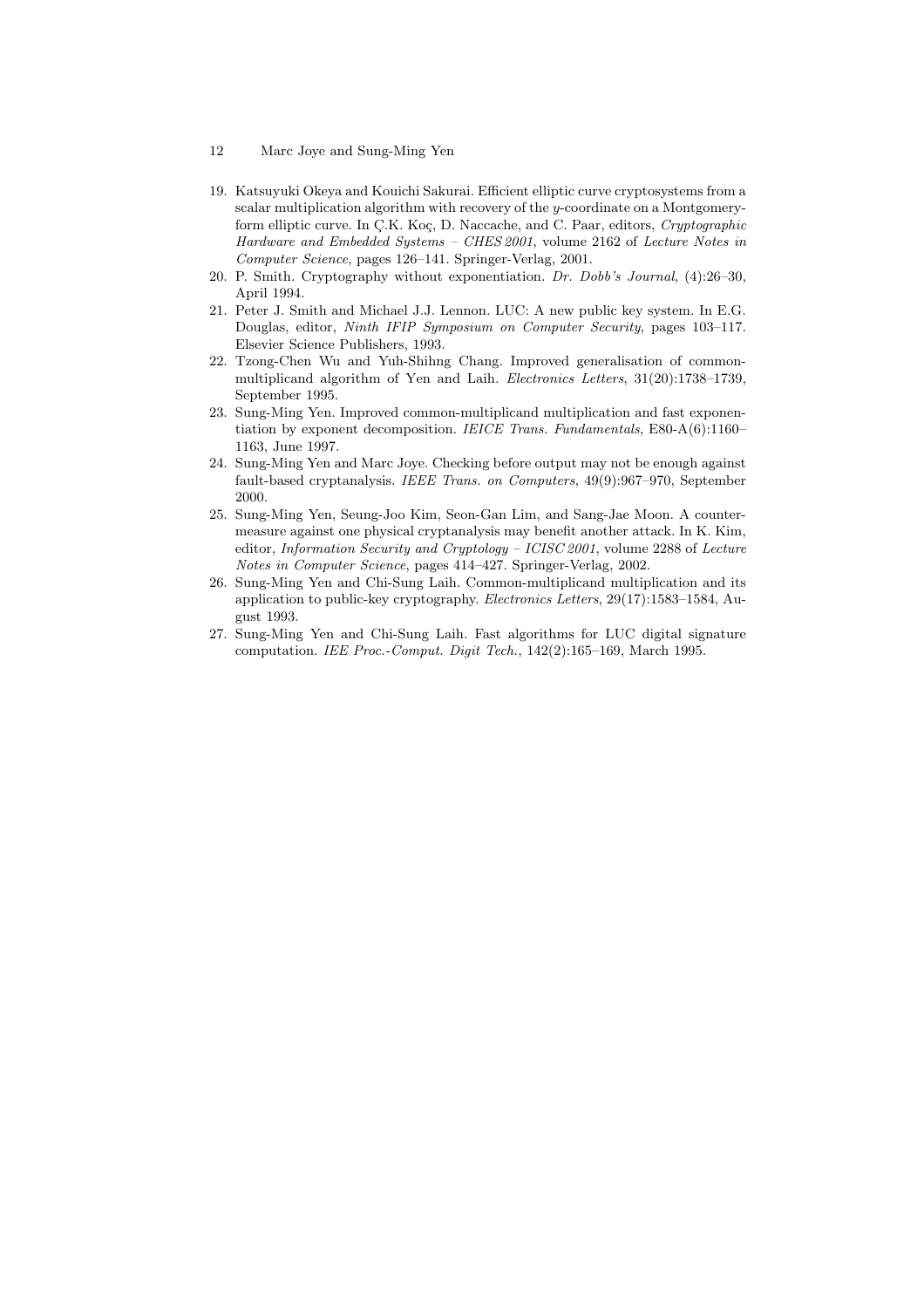19. Katsuyuki Okeya and Kouichi Sakurai. Efficient elliptic curve cryptosystems from a scalar multiplication algorithm with recovery of the $y$-coordinate on a Montgomery-form elliptic curve. In Ç.K. Koç, D. Naccache, and C. Paar, editors, *Cryptographic Hardware and Embedded Systems – CHES 2001*, volume 2162 of *Lecture Notes in Computer Science*, pages 126–141. Springer-Verlag, 2001.
20. P. Smith. Cryptography without exponentiation. *Dr. Dobb's Journal*, (4):26–30, April 1994.
21. Peter J. Smith and Michael J.J. Lennon. LUC: A new public key system. In E.G. Douglas, editor, *Ninth IFIP Symposium on Computer Security*, pages 103–117. Elsevier Science Publishers, 1993.
22. Tzong-Chen Wu and Yuh-Shihng Chang. Improved generalisation of common-multiplicand algorithm of Yen and Laih. *Electronics Letters*, 31(20):1738–1739, September 1995.
23. Sung-Ming Yen. Improved common-multiplicand multiplication and fast exponentiation by exponent decomposition. *IEICE Trans. Fundamentals*, E80-A(6):1160–1163, June 1997.
24. Sung-Ming Yen and Marc Joye. Checking before output may not be enough against fault-based cryptanalysis. *IEEE Trans. on Computers*, 49(9):967–970, September 2000.
25. Sung-Ming Yen, Seung-Joo Kim, Seon-Gan Lim, and Sang-Jae Moon. A countermeasure against one physical cryptanalysis may benefit another attack. In K. Kim, editor, *Information Security and Cryptology – ICISC 2001*, volume 2288 of *Lecture Notes in Computer Science*, pages 414–427. Springer-Verlag, 2002.
26. Sung-Ming Yen and Chi-Sung Laih. Common-multiplicand multiplication and its application to public-key cryptography. *Electronics Letters*, 29(17):1583–1584, August 1993.
27. Sung-Ming Yen and Chi-Sung Laih. Fast algorithms for LUC digital signature computation. *IEE Proc.-Comput. Digit Tech.*, 142(2):165–169, March 1995.